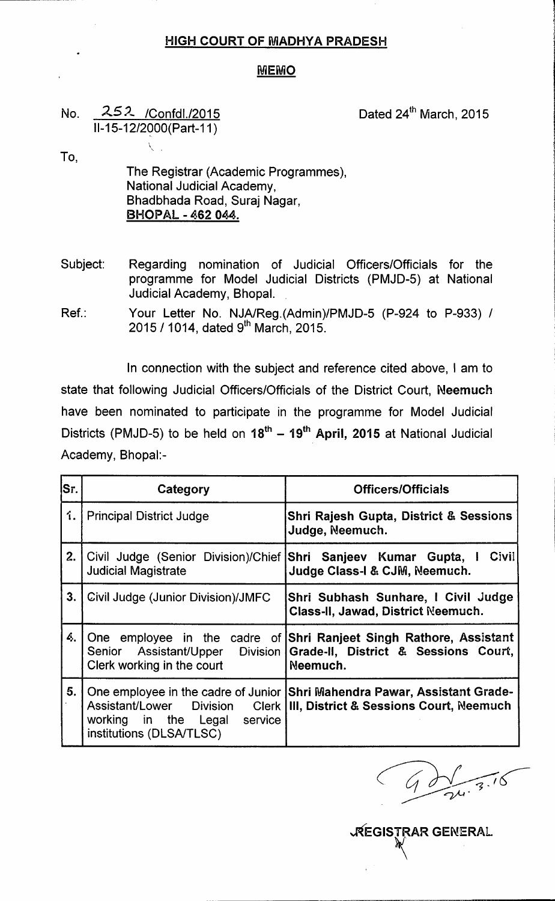## HIGH COURT OF MADHYA PRADESH

### MEMO

No. 252 /Confdl./2015
II-15-12/2000(Part-11)

Dated 24th March, 2015

To,

The Registrar (Academic Programmes),
National Judicial Academy,
Bhadbhada Road, Suraj Nagar,
**BHOPAL - 462 044.**

Subject: Regarding nomination of Judicial Officers/Officials for the programme for Model Judicial Districts (PMJD-5) at National Judicial Academy, Bhopal.

Ref.: Your Letter No. NJA/Reg.(Admin)/PMJD-5 (P-924 to P-933) / 2015 / 1014, dated 9th March, 2015.

In connection with the subject and reference cited above, I am to state that following Judicial Officers/Officials of the District Court, Neemuch have been nominated to participate in the programme for Model Judicial Districts (PMJD-5) to be held on **18th – 19th April, 2015** at National Judicial Academy, Bhopal:-

| Sr. | Category | Officers/Officials |
|---|---|---|
| 1. | Principal District Judge | **Shri Rajesh Gupta, District & Sessions Judge, Neemuch.** |
| 2. | Civil Judge (Senior Division)/Chief Judicial Magistrate | **Shri Sanjeev Kumar Gupta, I Civil Judge Class-I & CJM, Neemuch.** |
| 3. | Civil Judge (Junior Division)/JMFC | **Shri Subhash Sunhare, I Civil Judge Class-II, Jawad, District Neemuch.** |
| 4. | One employee in the cadre of Senior Assistant/Upper Division Clerk working in the court | **Shri Ranjeet Singh Rathore, Assistant Grade-II, District & Sessions Court, Neemuch.** |
| 5. | One employee in the cadre of Junior Assistant/Lower Division Clerk working in the Legal service institutions (DLSA/TLSC) | **Shri Mahendra Pawar, Assistant Grade-III, District & Sessions Court, Neemuch** |

24.3.15

**REGISTRAR GENERAL**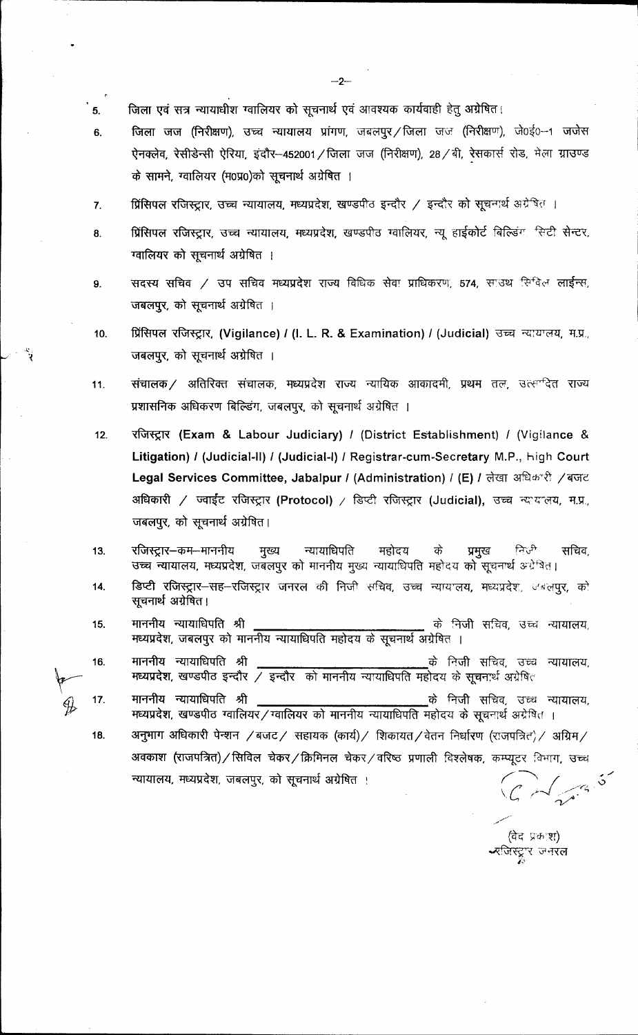5. जिला एवं सत्र न्यायाधीश ग्वालियर को सूचनार्थ एवं आवश्यक कार्यवाही हेतु अग्रेषित।
6. जिला जज (निरीक्षण), उच्च न्यायालय प्रांगण, जबलपुर/जिला जज (निरीक्षण), जे0ई0–1 जजेस ऐनक्लेव, रेसीडेन्सी ऐरिया, इंदौर–452001/जिला जज (निरीक्षण), 28/बी, रेसकार्स रोड, मेला ग्राउण्ड के सामने, ग्वालियर (म0प्र0)को सूचनार्थ अग्रेषित ।
7. प्रिंसिपल रजिस्ट्रार, उच्च न्यायालय, मध्यप्रदेश, खण्डपीठ इन्दौर / इन्दौर को सूचनार्थ अग्रेषित ।
8. प्रिंसिपल रजिस्ट्रार, उच्च न्यायालय, मध्यप्रदेश, खण्डपीठ ग्वालियर, न्यू हाईकोर्ट बिल्डिंग सिटी सेन्टर, ग्वालियर को सूचनार्थ अग्रेषित ।
9. सदस्य सचिव / उप सचिव मध्यप्रदेश राज्य विधिक सेवा प्राधिकरण, 574, साउथ सिविल लाईन्स, जबलपुर, को सूचनार्थ अग्रेषित ।
10. प्रिंसिपल रजिस्ट्रार, **(Vigilance) / (I. L. R. & Examination) / (Judicial)** उच्च न्यायालय, म.प्र., जबलपुर, को सूचनार्थ अग्रेषित ।
11. संचालक/ अतिरिक्त संचालक, मध्यप्रदेश राज्य न्यायिक आकादमी, प्रथम तल, उत्सान्दित राज्य प्रशासनिक अधिकरण बिल्डिंग, जबलपुर, को सूचनार्थ अग्रेषित ।
12. रजिस्ट्रार **(Exam & Labour Judiciary) / (District Establishment) / (Vigilance & Litigation) / (Judicial-II) / (Judicial-I) / Registrar-cum-Secretary M.P., High Court Legal Services Committee, Jabalpur / (Administration) / (E) /** लेखा अधिकारी /बजट अधिकारी / ज्वाईंट रजिस्ट्रार **(Protocol)** / डिप्टी रजिस्ट्रार **(Judicial),** उच्च न्यायालय, म.प्र., जबलपुर, को सूचनार्थ अग्रेषित।
13. रजिस्ट्रार–कम–माननीय मुख्य न्यायाधिपति महोदय के प्रमुख निजी सचिव, उच्च न्यायालय, मध्यप्रदेश, जबलपुर को माननीय मुख्य न्यायाधिपति महोदय को सूचनार्थ अग्रेषित।
14. डिप्टी रजिस्ट्रार–सह–रजिस्ट्रार जनरल की निजी सचिव, उच्च न्यायालय, मध्यप्रदेश, जबलपुर, को सूचनार्थ अग्रेषित।
15. माननीय न्यायाधिपति श्री ______________________ के निजी सचिव, उच्च न्यायालय, मध्यप्रदेश, जबलपुर को माननीय न्यायाधिपति महोदय के सूचनार्थ अग्रेषित ।
16. माननीय न्यायाधिपति श्री ______________________के निजी सचिव, उच्च न्यायालय, मध्यप्रदेश, खण्डपीठ इन्दौर / इन्दौर को माननीय न्यायाधिपति महोदय के सूचनार्थ अग्रेषित
17. माननीय न्यायाधिपति श्री ______________________के निजी सचिव, उच्च न्यायालय, मध्यप्रदेश, खण्डपीठ ग्वालियर/ग्वालियर को माननीय न्यायाधिपति महोदय के सूचनार्थ अग्रेषित ।
18. अनुभाग अधिकारी पेन्शन /बजट/ सहायक (कार्य)/ शिकायत/वेतन निर्धारण (राजपत्रित)/ अग्रिम/ अवकाश (राजपत्रित)/सिविल चेकर/क्रिमिनल चेकर/वरिष्ठ प्रणाली विश्लेषक, कम्प्यूटर विभाग, उच्च न्यायालय, मध्यप्रदेश, जबलपुर, को सूचनार्थ अग्रेषित ।

(वेद प्रकाश)
रजिस्ट्रार जनरल